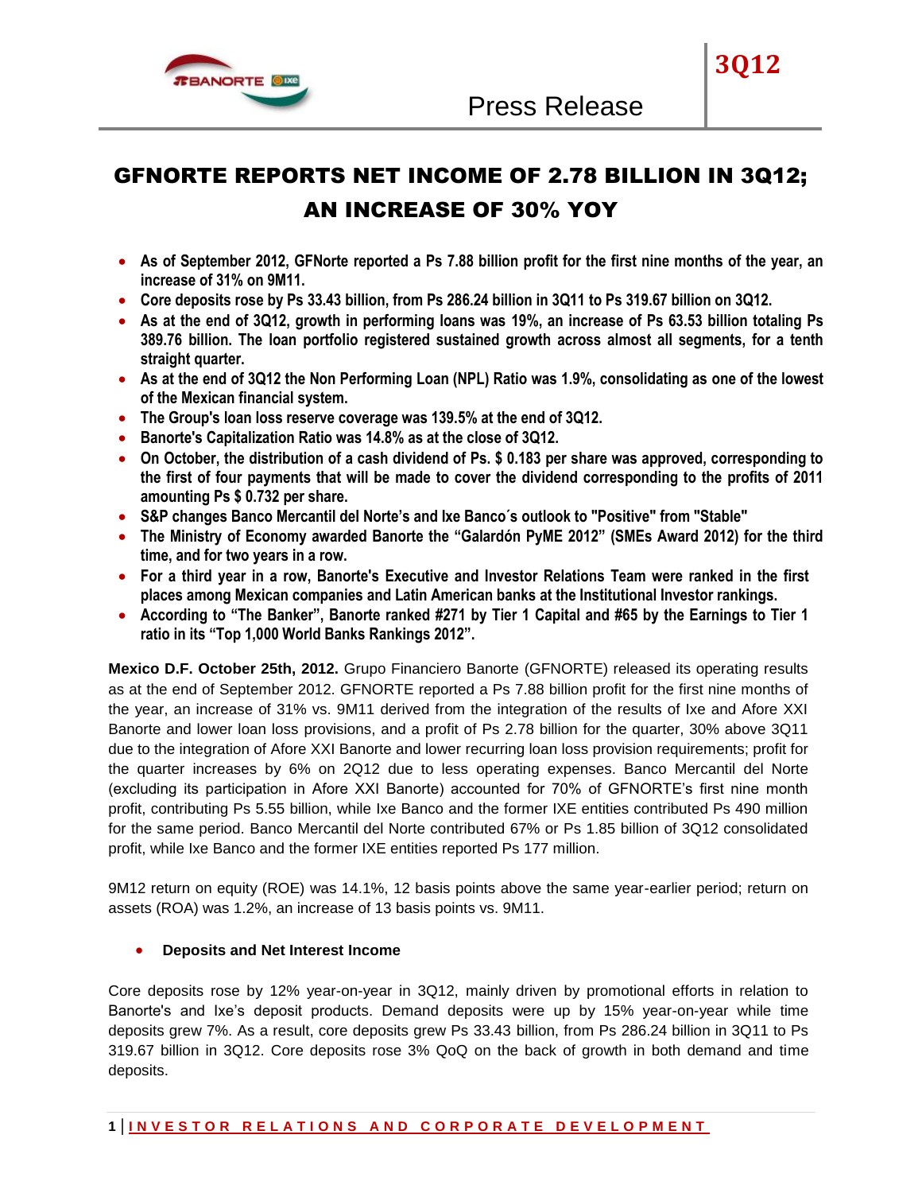# GFNORTE REPORTS NET INCOME OF 2.78 BILLION IN 3Q12; AN INCREASE OF 30% YOY

- **As of September 2012, GFNorte reported a Ps 7.88 billion profit for the first nine months of the year, an increase of 31% on 9M11.**
- **Core deposits rose by Ps 33.43 billion, from Ps 286.24 billion in 3Q11 to Ps 319.67 billion on 3Q12.**
- **As at the end of 3Q12, growth in performing loans was 19%, an increase of Ps 63.53 billion totaling Ps 389.76 billion. The loan portfolio registered sustained growth across almost all segments, for a tenth straight quarter.**
- **As at the end of 3Q12 the Non Performing Loan (NPL) Ratio was 1.9%, consolidating as one of the lowest of the Mexican financial system.**
- **The Group's loan loss reserve coverage was 139.5% at the end of 3Q12.**
- **Banorte's Capitalization Ratio was 14.8% as at the close of 3Q12.**
- **On October, the distribution of a cash dividend of Ps. $ 0.183 per share was approved, corresponding to the first of four payments that will be made to cover the dividend corresponding to the profits of 2011 amounting Ps $ 0.732 per share.**
- **S&P changes Banco Mercantil del Norte's and Ixe Banco´s outlook to "Positive" from "Stable"**
- **The Ministry of Economy awarded Banorte the "Galardón PyME 2012" (SMEs Award 2012) for the third time, and for two years in a row.**
- **For a third year in a row, Banorte's Executive and Investor Relations Team were ranked in the first places among Mexican companies and Latin American banks at the Institutional Investor rankings.**
- **According to "The Banker", Banorte ranked #271 by Tier 1 Capital and #65 by the Earnings to Tier 1 ratio in its "Top 1,000 World Banks Rankings 2012".**

**Mexico D.F. October 25th, 2012.** Grupo Financiero Banorte (GFNORTE) released its operating results as at the end of September 2012. GFNORTE reported a Ps 7.88 billion profit for the first nine months of the year, an increase of 31% vs. 9M11 derived from the integration of the results of Ixe and Afore XXI Banorte and lower loan loss provisions, and a profit of Ps 2.78 billion for the quarter, 30% above 3Q11 due to the integration of Afore XXI Banorte and lower recurring loan loss provision requirements; profit for the quarter increases by 6% on 2Q12 due to less operating expenses. Banco Mercantil del Norte (excluding its participation in Afore XXI Banorte) accounted for 70% of GFNORTE's first nine month profit, contributing Ps 5.55 billion, while Ixe Banco and the former IXE entities contributed Ps 490 million for the same period. Banco Mercantil del Norte contributed 67% or Ps 1.85 billion of 3Q12 consolidated profit, while Ixe Banco and the former IXE entities reported Ps 177 million.

9M12 return on equity (ROE) was 14.1%, 12 basis points above the same year-earlier period; return on assets (ROA) was 1.2%, an increase of 13 basis points vs. 9M11.

- **Deposits and Net Interest Income**

Core deposits rose by 12% year-on-year in 3Q12, mainly driven by promotional efforts in relation to Banorte's and Ixe's deposit products. Demand deposits were up by 15% year-on-year while time deposits grew 7%. As a result, core deposits grew Ps 33.43 billion, from Ps 286.24 billion in 3Q11 to Ps 319.67 billion in 3Q12. Core deposits rose 3% QoQ on the back of growth in both demand and time deposits.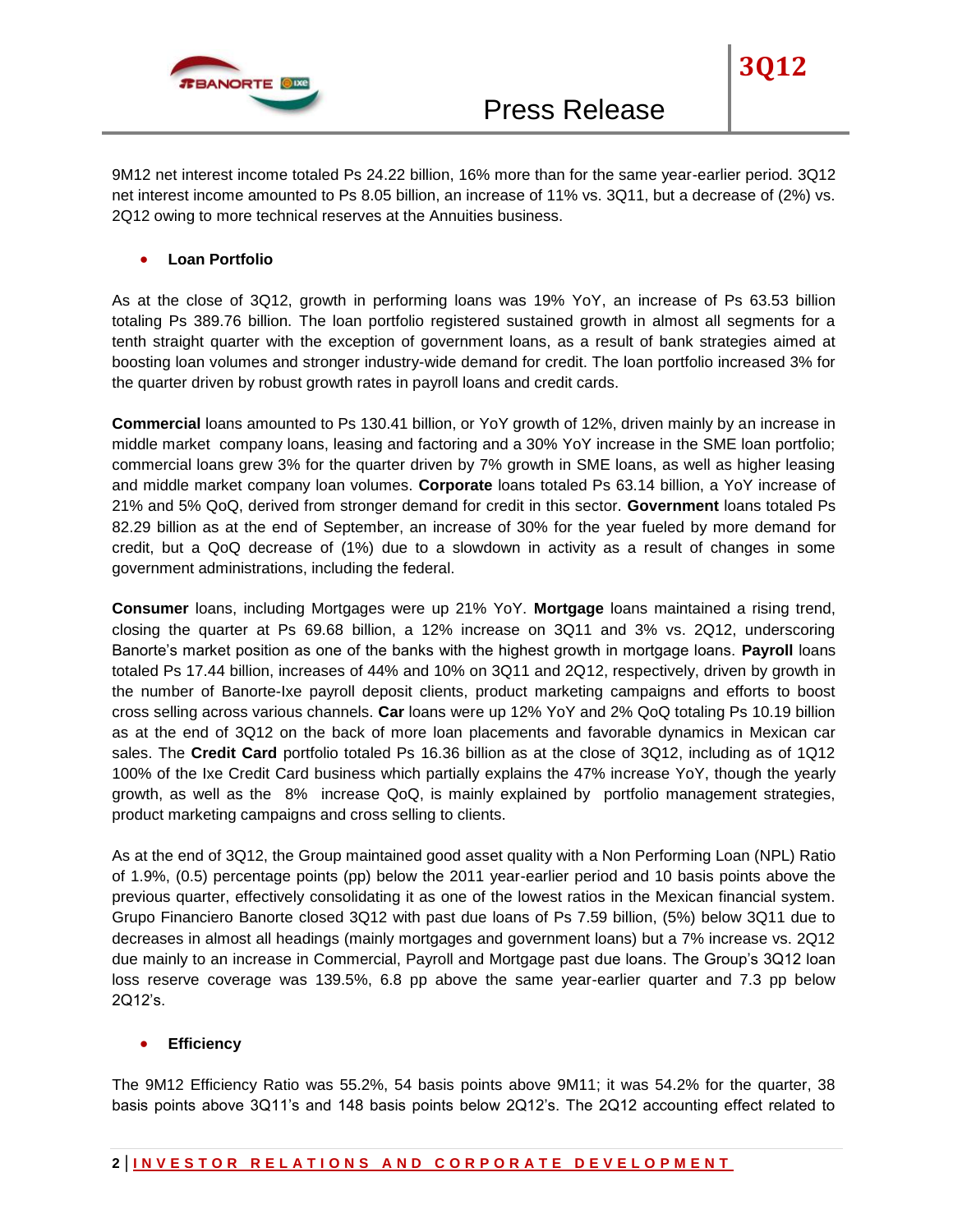9M12 net interest income totaled Ps 24.22 billion, 16% more than for the same year-earlier period. 3Q12 net interest income amounted to Ps 8.05 billion, an increase of 11% vs. 3Q11, but a decrease of (2%) vs. 2Q12 owing to more technical reserves at the Annuities business.

- **Loan Portfolio**

As at the close of 3Q12, growth in performing loans was 19% YoY, an increase of Ps 63.53 billion totaling Ps 389.76 billion. The loan portfolio registered sustained growth in almost all segments for a tenth straight quarter with the exception of government loans, as a result of bank strategies aimed at boosting loan volumes and stronger industry-wide demand for credit. The loan portfolio increased 3% for the quarter driven by robust growth rates in payroll loans and credit cards.

**Commercial** loans amounted to Ps 130.41 billion, or YoY growth of 12%, driven mainly by an increase in middle market company loans, leasing and factoring and a 30% YoY increase in the SME loan portfolio; commercial loans grew 3% for the quarter driven by 7% growth in SME loans, as well as higher leasing and middle market company loan volumes. **Corporate** loans totaled Ps 63.14 billion, a YoY increase of 21% and 5% QoQ, derived from stronger demand for credit in this sector. **Government** loans totaled Ps 82.29 billion as at the end of September, an increase of 30% for the year fueled by more demand for credit, but a QoQ decrease of (1%) due to a slowdown in activity as a result of changes in some government administrations, including the federal.

**Consumer** loans, including Mortgages were up 21% YoY. **Mortgage** loans maintained a rising trend, closing the quarter at Ps 69.68 billion, a 12% increase on 3Q11 and 3% vs. 2Q12, underscoring Banorte's market position as one of the banks with the highest growth in mortgage loans. **Payroll** loans totaled Ps 17.44 billion, increases of 44% and 10% on 3Q11 and 2Q12, respectively, driven by growth in the number of Banorte-Ixe payroll deposit clients, product marketing campaigns and efforts to boost cross selling across various channels. **Car** loans were up 12% YoY and 2% QoQ totaling Ps 10.19 billion as at the end of 3Q12 on the back of more loan placements and favorable dynamics in Mexican car sales. The **Credit Card** portfolio totaled Ps 16.36 billion as at the close of 3Q12, including as of 1Q12 100% of the Ixe Credit Card business which partially explains the 47% increase YoY, though the yearly growth, as well as the 8% increase QoQ, is mainly explained by portfolio management strategies, product marketing campaigns and cross selling to clients.

As at the end of 3Q12, the Group maintained good asset quality with a Non Performing Loan (NPL) Ratio of 1.9%, (0.5) percentage points (pp) below the 2011 year-earlier period and 10 basis points above the previous quarter, effectively consolidating it as one of the lowest ratios in the Mexican financial system. Grupo Financiero Banorte closed 3Q12 with past due loans of Ps 7.59 billion, (5%) below 3Q11 due to decreases in almost all headings (mainly mortgages and government loans) but a 7% increase vs. 2Q12 due mainly to an increase in Commercial, Payroll and Mortgage past due loans. The Group's 3Q12 loan loss reserve coverage was 139.5%, 6.8 pp above the same year-earlier quarter and 7.3 pp below 2Q12's.

- **Efficiency**

The 9M12 Efficiency Ratio was 55.2%, 54 basis points above 9M11; it was 54.2% for the quarter, 38 basis points above 3Q11's and 148 basis points below 2Q12's. The 2Q12 accounting effect related to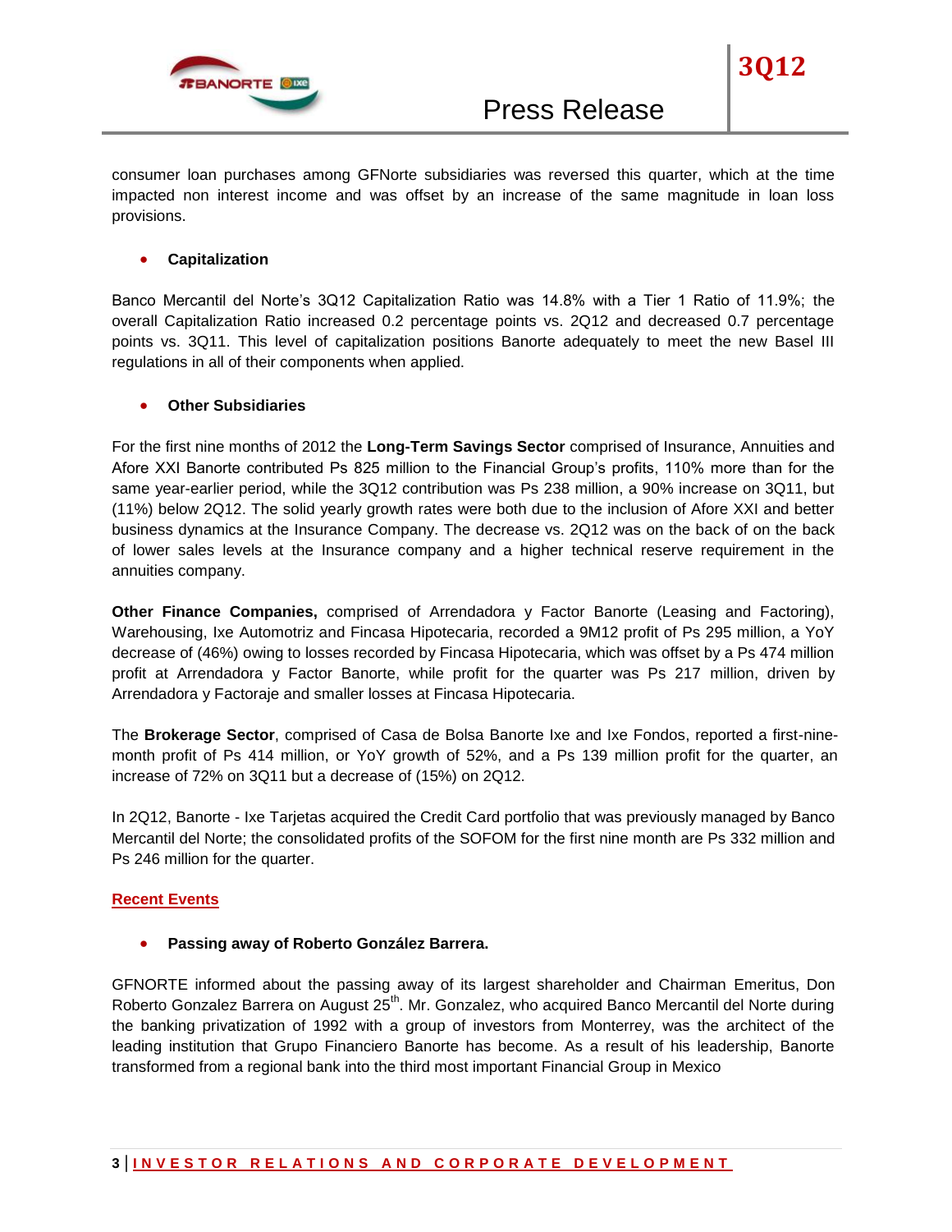consumer loan purchases among GFNorte subsidiaries was reversed this quarter, which at the time impacted non interest income and was offset by an increase of the same magnitude in loan loss provisions.

- **Capitalization**

Banco Mercantil del Norte's 3Q12 Capitalization Ratio was 14.8% with a Tier 1 Ratio of 11.9%; the overall Capitalization Ratio increased 0.2 percentage points vs. 2Q12 and decreased 0.7 percentage points vs. 3Q11. This level of capitalization positions Banorte adequately to meet the new Basel III regulations in all of their components when applied.

- **Other Subsidiaries**

For the first nine months of 2012 the **Long-Term Savings Sector** comprised of Insurance, Annuities and Afore XXI Banorte contributed Ps 825 million to the Financial Group's profits, 110% more than for the same year-earlier period, while the 3Q12 contribution was Ps 238 million, a 90% increase on 3Q11, but (11%) below 2Q12. The solid yearly growth rates were both due to the inclusion of Afore XXI and better business dynamics at the Insurance Company. The decrease vs. 2Q12 was on the back of on the back of lower sales levels at the Insurance company and a higher technical reserve requirement in the annuities company.

**Other Finance Companies,** comprised of Arrendadora y Factor Banorte (Leasing and Factoring), Warehousing, Ixe Automotriz and Fincasa Hipotecaria, recorded a 9M12 profit of Ps 295 million, a YoY decrease of (46%) owing to losses recorded by Fincasa Hipotecaria, which was offset by a Ps 474 million profit at Arrendadora y Factor Banorte, while profit for the quarter was Ps 217 million, driven by Arrendadora y Factoraje and smaller losses at Fincasa Hipotecaria.

The **Brokerage Sector**, comprised of Casa de Bolsa Banorte Ixe and Ixe Fondos, reported a first-nine-month profit of Ps 414 million, or YoY growth of 52%, and a Ps 139 million profit for the quarter, an increase of 72% on 3Q11 but a decrease of (15%) on 2Q12.

In 2Q12, Banorte - Ixe Tarjetas acquired the Credit Card portfolio that was previously managed by Banco Mercantil del Norte; the consolidated profits of the SOFOM for the first nine month are Ps 332 million and Ps 246 million for the quarter.

## Recent Events

- **Passing away of Roberto González Barrera.**

GFNORTE informed about the passing away of its largest shareholder and Chairman Emeritus, Don Roberto Gonzalez Barrera on August 25th. Mr. Gonzalez, who acquired Banco Mercantil del Norte during the banking privatization of 1992 with a group of investors from Monterrey, was the architect of the leading institution that Grupo Financiero Banorte has become. As a result of his leadership, Banorte transformed from a regional bank into the third most important Financial Group in Mexico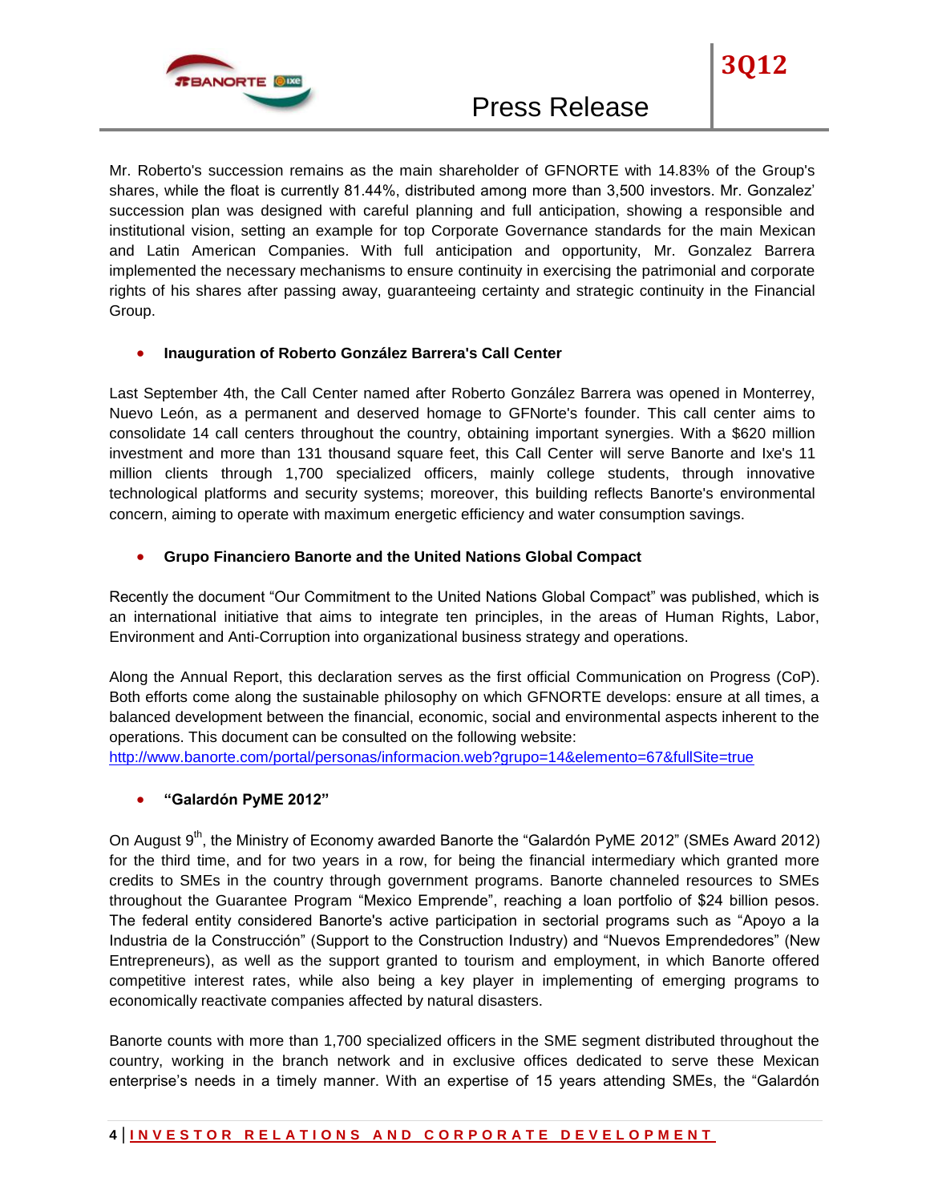Mr. Roberto's succession remains as the main shareholder of GFNORTE with 14.83% of the Group's shares, while the float is currently 81.44%, distributed among more than 3,500 investors. Mr. Gonzalez' succession plan was designed with careful planning and full anticipation, showing a responsible and institutional vision, setting an example for top Corporate Governance standards for the main Mexican and Latin American Companies. With full anticipation and opportunity, Mr. Gonzalez Barrera implemented the necessary mechanisms to ensure continuity in exercising the patrimonial and corporate rights of his shares after passing away, guaranteeing certainty and strategic continuity in the Financial Group.

- **Inauguration of Roberto González Barrera's Call Center**

Last September 4th, the Call Center named after Roberto González Barrera was opened in Monterrey, Nuevo León, as a permanent and deserved homage to GFNorte's founder. This call center aims to consolidate 14 call centers throughout the country, obtaining important synergies. With a $620 million investment and more than 131 thousand square feet, this Call Center will serve Banorte and Ixe's 11 million clients through 1,700 specialized officers, mainly college students, through innovative technological platforms and security systems; moreover, this building reflects Banorte's environmental concern, aiming to operate with maximum energetic efficiency and water consumption savings.

- **Grupo Financiero Banorte and the United Nations Global Compact**

Recently the document "Our Commitment to the United Nations Global Compact" was published, which is an international initiative that aims to integrate ten principles, in the areas of Human Rights, Labor, Environment and Anti-Corruption into organizational business strategy and operations.

Along the Annual Report, this declaration serves as the first official Communication on Progress (CoP). Both efforts come along the sustainable philosophy on which GFNORTE develops: ensure at all times, a balanced development between the financial, economic, social and environmental aspects inherent to the operations. This document can be consulted on the following website:
http://www.banorte.com/portal/personas/informacion.web?grupo=14&elemento=67&fullSite=true

- **"Galardón PyME 2012"**

On August 9th, the Ministry of Economy awarded Banorte the "Galardón PyME 2012" (SMEs Award 2012) for the third time, and for two years in a row, for being the financial intermediary which granted more credits to SMEs in the country through government programs. Banorte channeled resources to SMEs throughout the Guarantee Program "Mexico Emprende", reaching a loan portfolio of $24 billion pesos. The federal entity considered Banorte's active participation in sectorial programs such as "Apoyo a la Industria de la Construcción" (Support to the Construction Industry) and "Nuevos Emprendedores" (New Entrepreneurs), as well as the support granted to tourism and employment, in which Banorte offered competitive interest rates, while also being a key player in implementing of emerging programs to economically reactivate companies affected by natural disasters.

Banorte counts with more than 1,700 specialized officers in the SME segment distributed throughout the country, working in the branch network and in exclusive offices dedicated to serve these Mexican enterprise's needs in a timely manner. With an expertise of 15 years attending SMEs, the "Galardón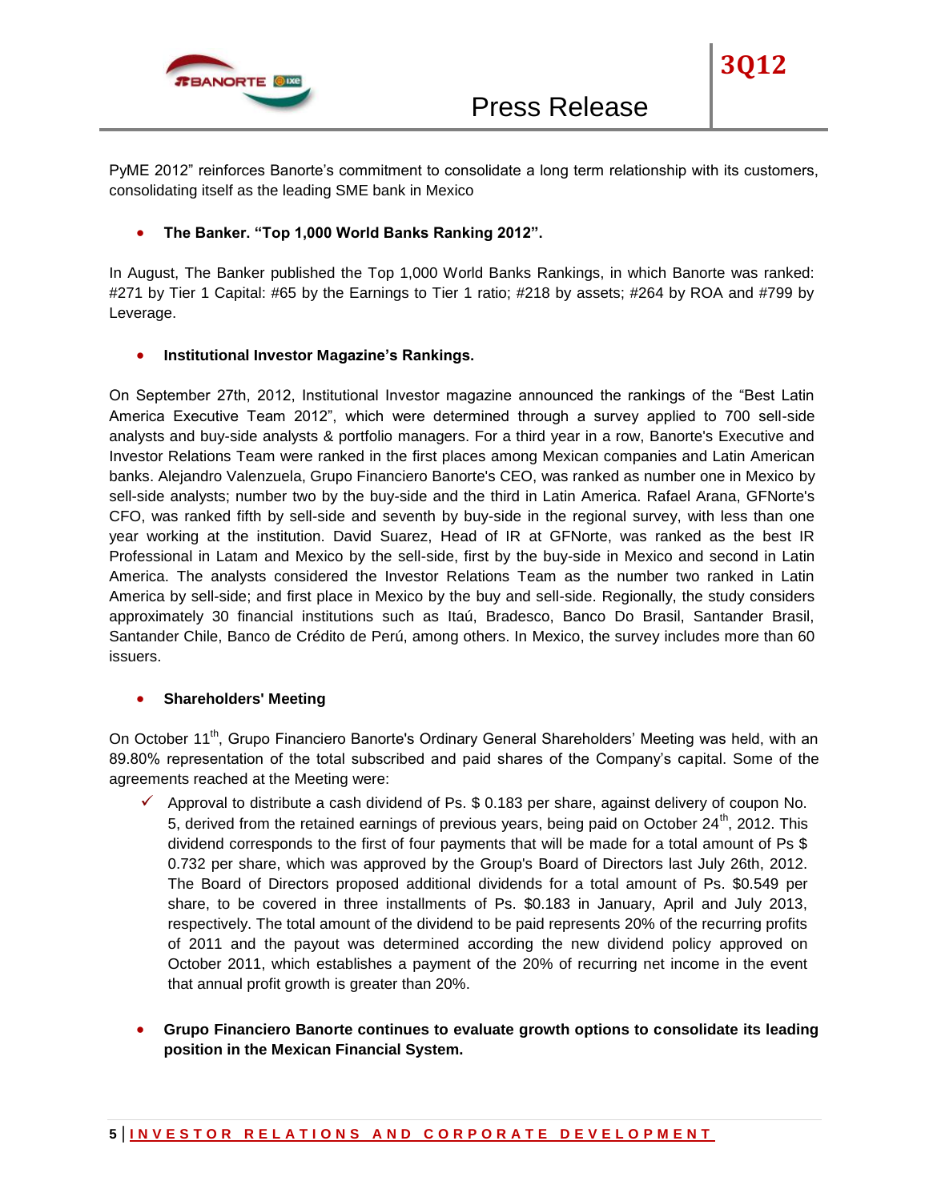PyME 2012" reinforces Banorte's commitment to consolidate a long term relationship with its customers, consolidating itself as the leading SME bank in Mexico

- **The Banker. "Top 1,000 World Banks Ranking 2012".**

In August, The Banker published the Top 1,000 World Banks Rankings, in which Banorte was ranked: #271 by Tier 1 Capital: #65 by the Earnings to Tier 1 ratio; #218 by assets; #264 by ROA and #799 by Leverage.

- **Institutional Investor Magazine's Rankings.**

On September 27th, 2012, Institutional Investor magazine announced the rankings of the "Best Latin America Executive Team 2012", which were determined through a survey applied to 700 sell-side analysts and buy-side analysts & portfolio managers. For a third year in a row, Banorte's Executive and Investor Relations Team were ranked in the first places among Mexican companies and Latin American banks. Alejandro Valenzuela, Grupo Financiero Banorte's CEO, was ranked as number one in Mexico by sell-side analysts; number two by the buy-side and the third in Latin America. Rafael Arana, GFNorte's CFO, was ranked fifth by sell-side and seventh by buy-side in the regional survey, with less than one year working at the institution. David Suarez, Head of IR at GFNorte, was ranked as the best IR Professional in Latam and Mexico by the sell-side, first by the buy-side in Mexico and second in Latin America. The analysts considered the Investor Relations Team as the number two ranked in Latin America by sell-side; and first place in Mexico by the buy and sell-side. Regionally, the study considers approximately 30 financial institutions such as Itaú, Bradesco, Banco Do Brasil, Santander Brasil, Santander Chile, Banco de Crédito de Perú, among others. In Mexico, the survey includes more than 60 issuers.

- **Shareholders' Meeting**

On October 11th, Grupo Financiero Banorte's Ordinary General Shareholders' Meeting was held, with an 89.80% representation of the total subscribed and paid shares of the Company's capital. Some of the agreements reached at the Meeting were:

- ✓ Approval to distribute a cash dividend of Ps. $ 0.183 per share, against delivery of coupon No. 5, derived from the retained earnings of previous years, being paid on October 24th, 2012. This dividend corresponds to the first of four payments that will be made for a total amount of Ps $ 0.732 per share, which was approved by the Group's Board of Directors last July 26th, 2012. The Board of Directors proposed additional dividends for a total amount of Ps. $0.549 per share, to be covered in three installments of Ps. $0.183 in January, April and July 2013, respectively. The total amount of the dividend to be paid represents 20% of the recurring profits of 2011 and the payout was determined according the new dividend policy approved on October 2011, which establishes a payment of the 20% of recurring net income in the event that annual profit growth is greater than 20%.

- **Grupo Financiero Banorte continues to evaluate growth options to consolidate its leading position in the Mexican Financial System.**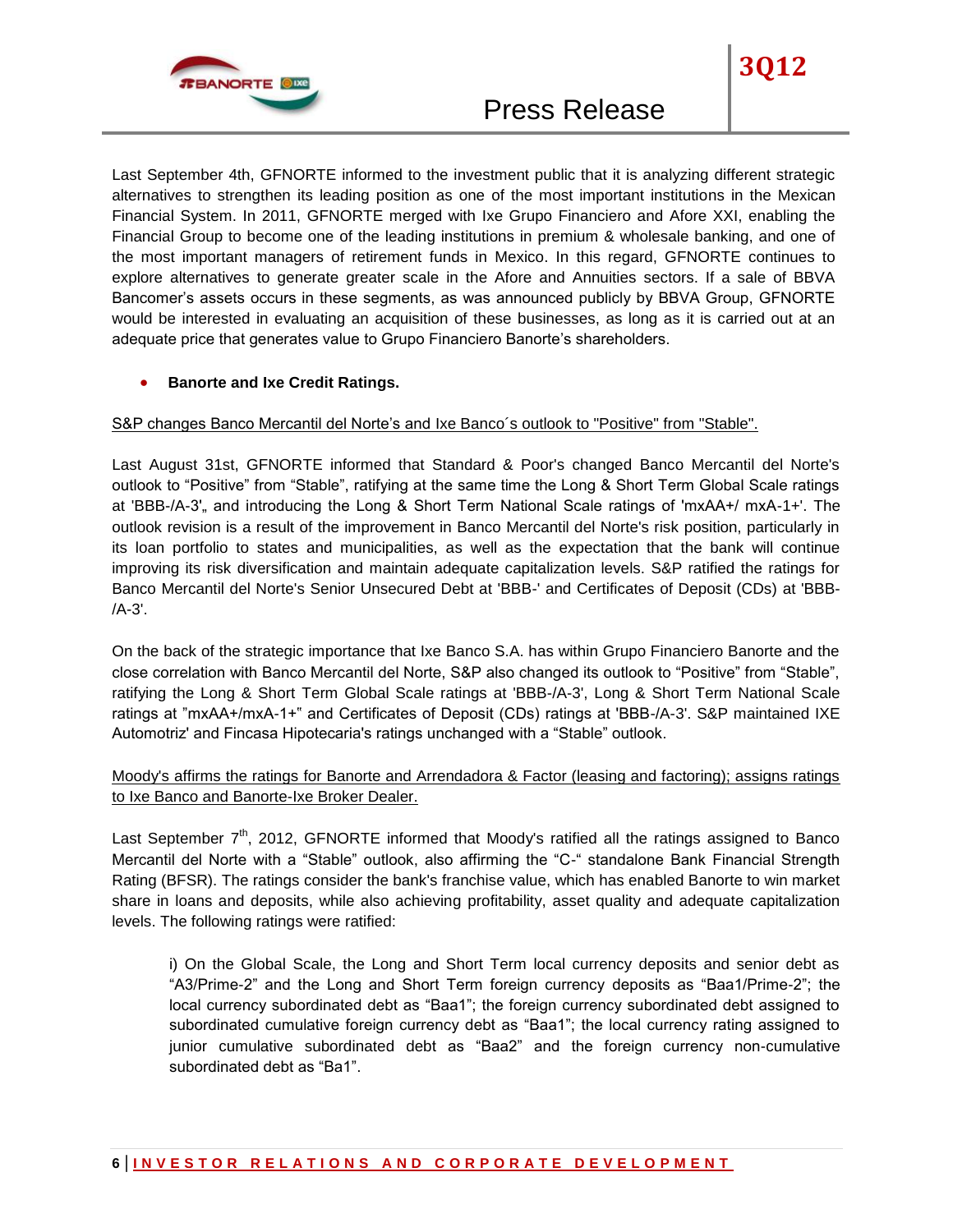Last September 4th, GFNORTE informed to the investment public that it is analyzing different strategic alternatives to strengthen its leading position as one of the most important institutions in the Mexican Financial System. In 2011, GFNORTE merged with Ixe Grupo Financiero and Afore XXI, enabling the Financial Group to become one of the leading institutions in premium & wholesale banking, and one of the most important managers of retirement funds in Mexico. In this regard, GFNORTE continues to explore alternatives to generate greater scale in the Afore and Annuities sectors. If a sale of BBVA Bancomer's assets occurs in these segments, as was announced publicly by BBVA Group, GFNORTE would be interested in evaluating an acquisition of these businesses, as long as it is carried out at an adequate price that generates value to Grupo Financiero Banorte's shareholders.

- **Banorte and Ixe Credit Ratings.**

S&P changes Banco Mercantil del Norte's and Ixe Banco´s outlook to "Positive" from "Stable".

Last August 31st, GFNORTE informed that Standard & Poor's changed Banco Mercantil del Norte's outlook to "Positive" from "Stable", ratifying at the same time the Long & Short Term Global Scale ratings at 'BBB-/A-3'„ and introducing the Long & Short Term National Scale ratings of 'mxAA+/ mxA-1+'. The outlook revision is a result of the improvement in Banco Mercantil del Norte's risk position, particularly in its loan portfolio to states and municipalities, as well as the expectation that the bank will continue improving its risk diversification and maintain adequate capitalization levels. S&P ratified the ratings for Banco Mercantil del Norte's Senior Unsecured Debt at 'BBB-' and Certificates of Deposit (CDs) at 'BBB-/A-3'.

On the back of the strategic importance that Ixe Banco S.A. has within Grupo Financiero Banorte and the close correlation with Banco Mercantil del Norte, S&P also changed its outlook to "Positive" from "Stable", ratifying the Long & Short Term Global Scale ratings at 'BBB-/A-3', Long & Short Term National Scale ratings at "mxAA+/mxA-1+" and Certificates of Deposit (CDs) ratings at 'BBB-/A-3'. S&P maintained IXE Automotriz' and Fincasa Hipotecaria's ratings unchanged with a "Stable" outlook.

Moody's affirms the ratings for Banorte and Arrendadora & Factor (leasing and factoring); assigns ratings to Ixe Banco and Banorte-Ixe Broker Dealer.

Last September 7th, 2012, GFNORTE informed that Moody's ratified all the ratings assigned to Banco Mercantil del Norte with a "Stable" outlook, also affirming the "C-" standalone Bank Financial Strength Rating (BFSR). The ratings consider the bank's franchise value, which has enabled Banorte to win market share in loans and deposits, while also achieving profitability, asset quality and adequate capitalization levels. The following ratings were ratified:

> i) On the Global Scale, the Long and Short Term local currency deposits and senior debt as "A3/Prime-2" and the Long and Short Term foreign currency deposits as "Baa1/Prime-2"; the local currency subordinated debt as "Baa1"; the foreign currency subordinated debt assigned to subordinated cumulative foreign currency debt as "Baa1"; the local currency rating assigned to junior cumulative subordinated debt as "Baa2" and the foreign currency non-cumulative subordinated debt as "Ba1".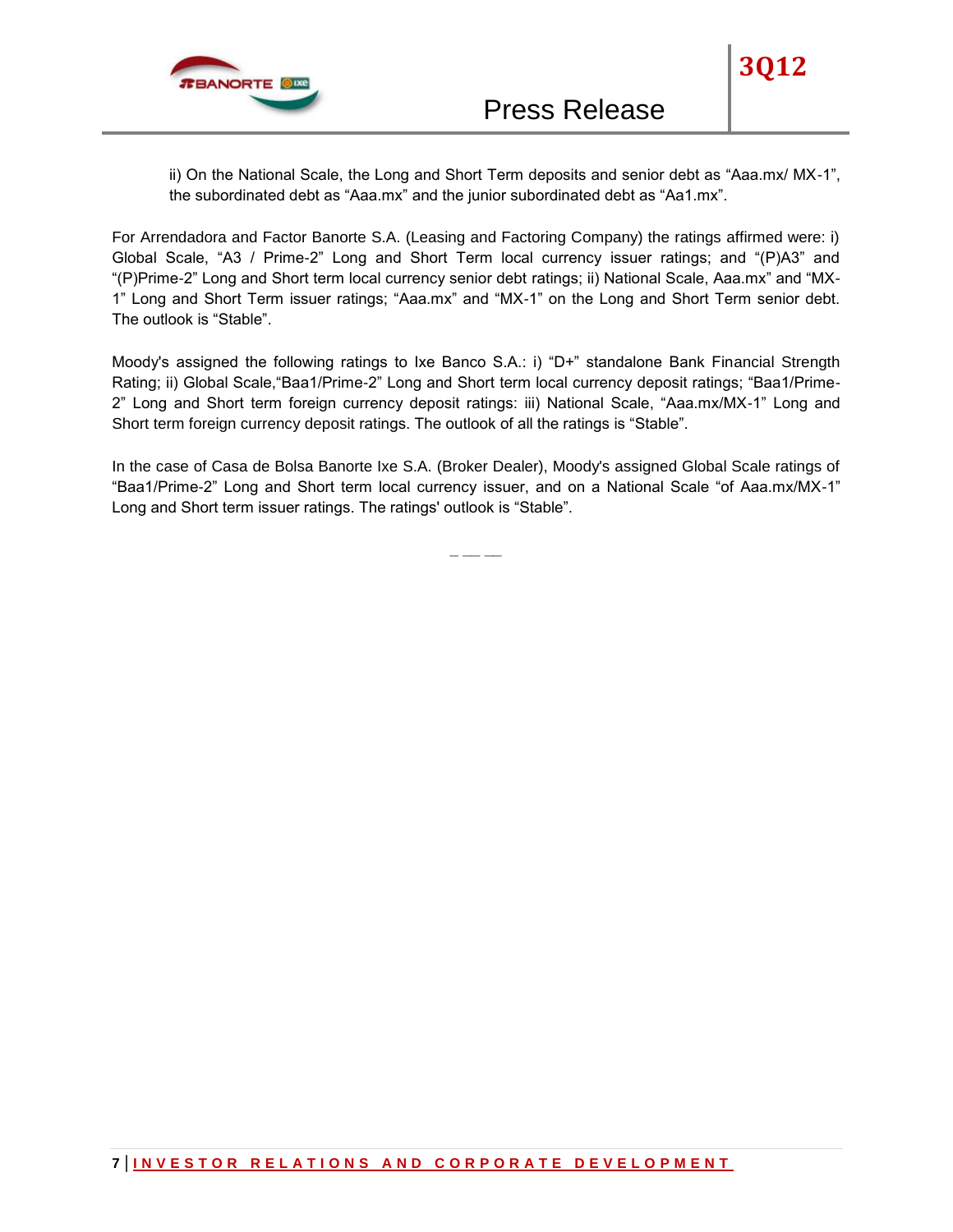ii) On the National Scale, the Long and Short Term deposits and senior debt as “Aaa.mx/ MX-1”, the subordinated debt as “Aaa.mx” and the junior subordinated debt as “Aa1.mx”.

For Arrendadora and Factor Banorte S.A. (Leasing and Factoring Company) the ratings affirmed were: i) Global Scale, “A3 / Prime-2” Long and Short Term local currency issuer ratings; and “(P)A3” and “(P)Prime-2” Long and Short term local currency senior debt ratings; ii) National Scale, Aaa.mx” and “MX-1” Long and Short Term issuer ratings; “Aaa.mx” and “MX-1” on the Long and Short Term senior debt. The outlook is “Stable”.

Moody's assigned the following ratings to Ixe Banco S.A.: i) “D+” standalone Bank Financial Strength Rating; ii) Global Scale,“Baa1/Prime-2” Long and Short term local currency deposit ratings; “Baa1/Prime-2” Long and Short term foreign currency deposit ratings: iii) National Scale, “Aaa.mx/MX-1” Long and Short term foreign currency deposit ratings. The outlook of all the ratings is “Stable”.

In the case of Casa de Bolsa Banorte Ixe S.A. (Broker Dealer), Moody's assigned Global Scale ratings of “Baa1/Prime-2” Long and Short term local currency issuer, and on a National Scale “of Aaa.mx/MX-1” Long and Short term issuer ratings. The ratings' outlook is “Stable”.

– — —